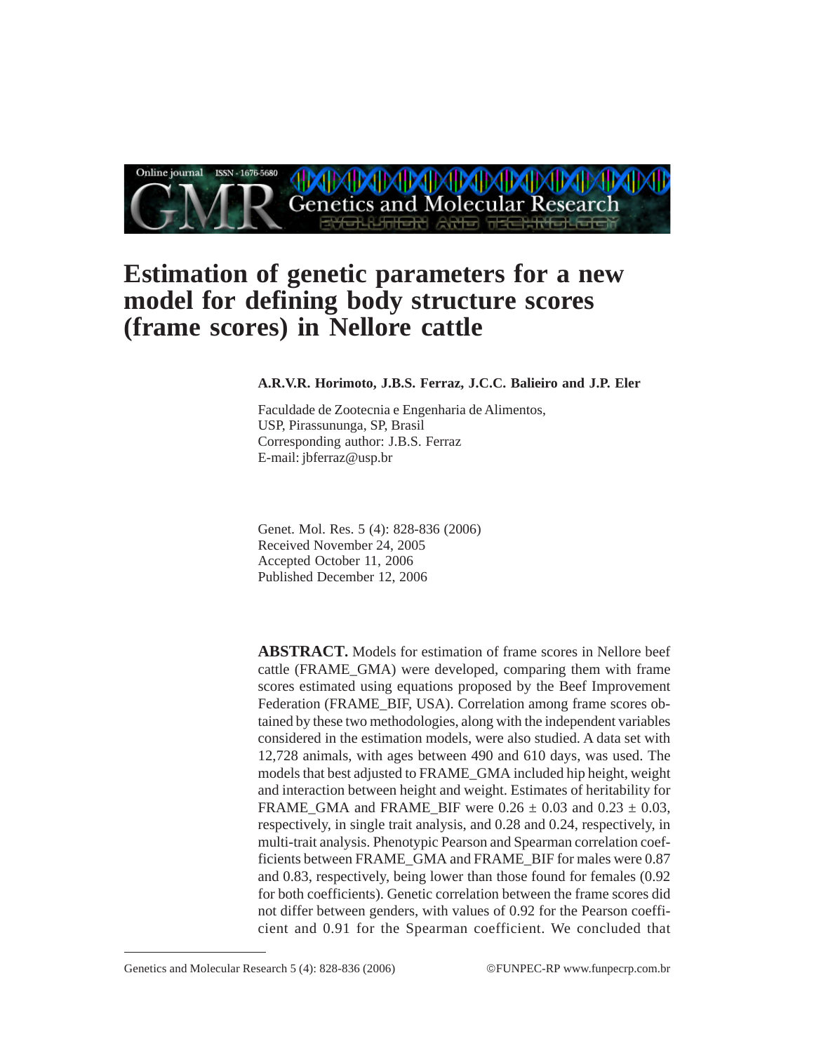# Estimation of genetic parameters for a new model for defining body structure scores (frame scores) in Nellore cattle

**A.R.V.R. Horimoto, J.B.S. Ferraz, J.C.C. Balieiro and J.P. Eler**

Faculdade de Zootecnia e Engenharia de Alimentos,
USP, Pirassununga, SP, Brasil
Corresponding author: J.B.S. Ferraz
E-mail: jbferraz@usp.br

Genet. Mol. Res. 5 (4): 828-836 (2006)
Received November 24, 2005
Accepted October 11, 2006
Published December 12, 2006

**ABSTRACT.** Models for estimation of frame scores in Nellore beef cattle (FRAME_GMA) were developed, comparing them with frame scores estimated using equations proposed by the Beef Improvement Federation (FRAME_BIF, USA). Correlation among frame scores obtained by these two methodologies, along with the independent variables considered in the estimation models, were also studied. A data set with 12,728 animals, with ages between 490 and 610 days, was used. The models that best adjusted to FRAME_GMA included hip height, weight and interaction between height and weight. Estimates of heritability for FRAME_GMA and FRAME_BIF were $0.26 \pm 0.03$ and $0.23 \pm 0.03$, respectively, in single trait analysis, and 0.28 and 0.24, respectively, in multi-trait analysis. Phenotypic Pearson and Spearman correlation coefficients between FRAME_GMA and FRAME_BIF for males were 0.87 and 0.83, respectively, being lower than those found for females (0.92 for both coefficients). Genetic correlation between the frame scores did not differ between genders, with values of 0.92 for the Pearson coefficient and 0.91 for the Spearman coefficient. We concluded that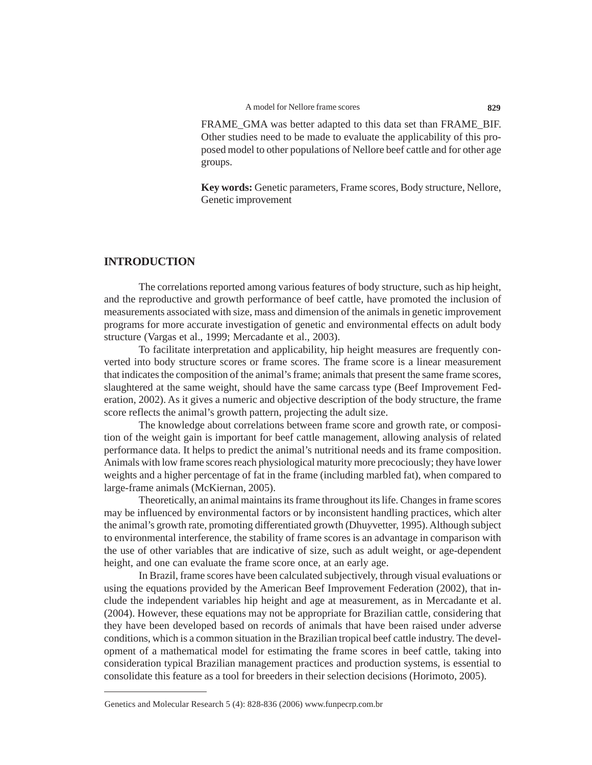FRAME_GMA was better adapted to this data set than FRAME_BIF. Other studies need to be made to evaluate the applicability of this proposed model to other populations of Nellore beef cattle and for other age groups.

**Key words:** Genetic parameters, Frame scores, Body structure, Nellore, Genetic improvement

## INTRODUCTION

The correlations reported among various features of body structure, such as hip height, and the reproductive and growth performance of beef cattle, have promoted the inclusion of measurements associated with size, mass and dimension of the animals in genetic improvement programs for more accurate investigation of genetic and environmental effects on adult body structure (Vargas et al., 1999; Mercadante et al., 2003).

To facilitate interpretation and applicability, hip height measures are frequently converted into body structure scores or frame scores. The frame score is a linear measurement that indicates the composition of the animal's frame; animals that present the same frame scores, slaughtered at the same weight, should have the same carcass type (Beef Improvement Federation, 2002). As it gives a numeric and objective description of the body structure, the frame score reflects the animal's growth pattern, projecting the adult size.

The knowledge about correlations between frame score and growth rate, or composition of the weight gain is important for beef cattle management, allowing analysis of related performance data. It helps to predict the animal's nutritional needs and its frame composition. Animals with low frame scores reach physiological maturity more precociously; they have lower weights and a higher percentage of fat in the frame (including marbled fat), when compared to large-frame animals (McKiernan, 2005).

Theoretically, an animal maintains its frame throughout its life. Changes in frame scores may be influenced by environmental factors or by inconsistent handling practices, which alter the animal's growth rate, promoting differentiated growth (Dhuyvetter, 1995). Although subject to environmental interference, the stability of frame scores is an advantage in comparison with the use of other variables that are indicative of size, such as adult weight, or age-dependent height, and one can evaluate the frame score once, at an early age.

In Brazil, frame scores have been calculated subjectively, through visual evaluations or using the equations provided by the American Beef Improvement Federation (2002), that include the independent variables hip height and age at measurement, as in Mercadante et al. (2004). However, these equations may not be appropriate for Brazilian cattle, considering that they have been developed based on records of animals that have been raised under adverse conditions, which is a common situation in the Brazilian tropical beef cattle industry. The development of a mathematical model for estimating the frame scores in beef cattle, taking into consideration typical Brazilian management practices and production systems, is essential to consolidate this feature as a tool for breeders in their selection decisions (Horimoto, 2005).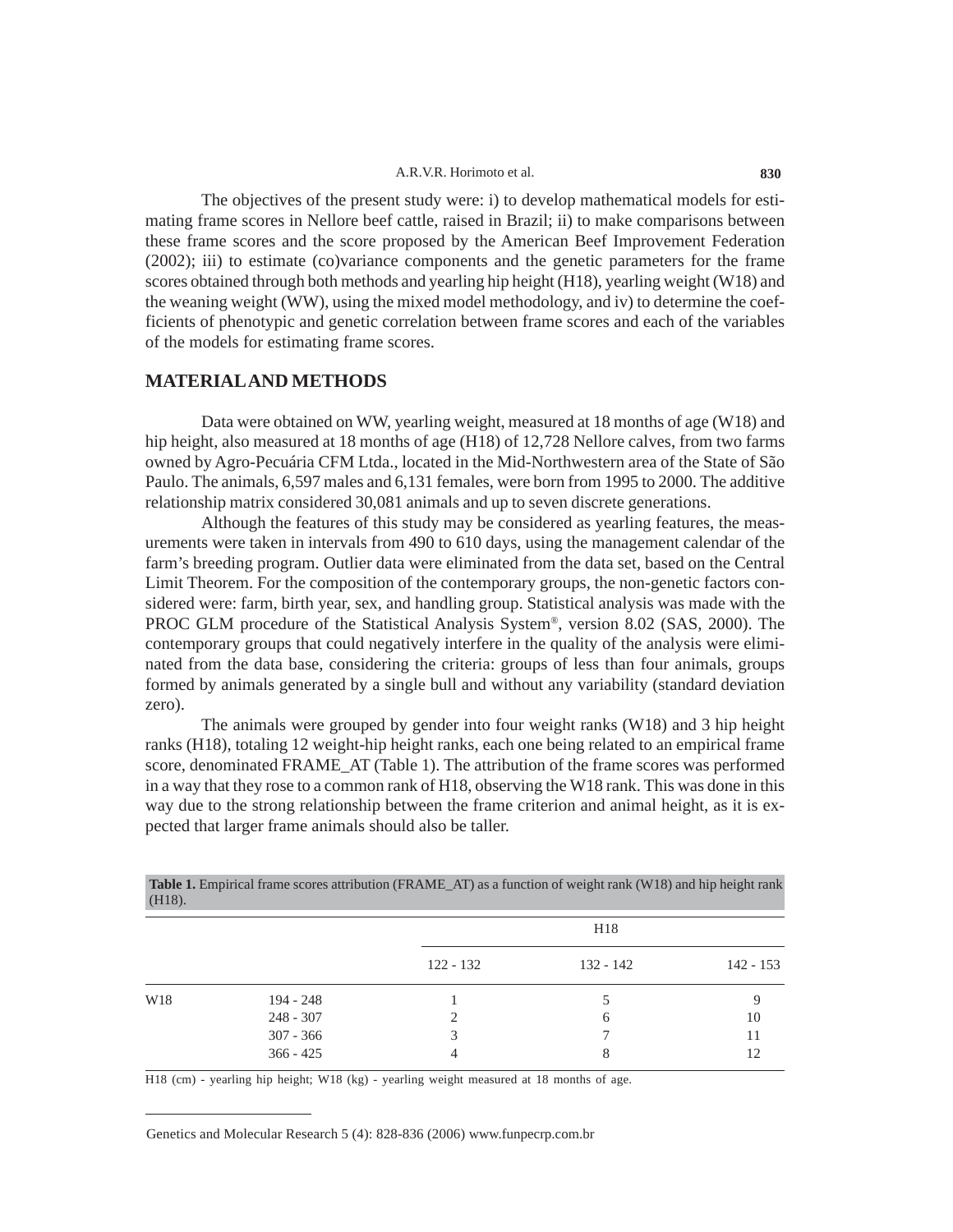The objectives of the present study were: i) to develop mathematical models for estimating frame scores in Nellore beef cattle, raised in Brazil; ii) to make comparisons between these frame scores and the score proposed by the American Beef Improvement Federation (2002); iii) to estimate (co)variance components and the genetic parameters for the frame scores obtained through both methods and yearling hip height (H18), yearling weight (W18) and the weaning weight (WW), using the mixed model methodology, and iv) to determine the coefficients of phenotypic and genetic correlation between frame scores and each of the variables of the models for estimating frame scores.

## MATERIAL AND METHODS

Data were obtained on WW, yearling weight, measured at 18 months of age (W18) and hip height, also measured at 18 months of age (H18) of 12,728 Nellore calves, from two farms owned by Agro-Pecuária CFM Ltda., located in the Mid-Northwestern area of the State of São Paulo. The animals, 6,597 males and 6,131 females, were born from 1995 to 2000. The additive relationship matrix considered 30,081 animals and up to seven discrete generations.

Although the features of this study may be considered as yearling features, the measurements were taken in intervals from 490 to 610 days, using the management calendar of the farm's breeding program. Outlier data were eliminated from the data set, based on the Central Limit Theorem. For the composition of the contemporary groups, the non-genetic factors considered were: farm, birth year, sex, and handling group. Statistical analysis was made with the PROC GLM procedure of the Statistical Analysis System®, version 8.02 (SAS, 2000). The contemporary groups that could negatively interfere in the quality of the analysis were eliminated from the data base, considering the criteria: groups of less than four animals, groups formed by animals generated by a single bull and without any variability (standard deviation zero).

The animals were grouped by gender into four weight ranks (W18) and 3 hip height ranks (H18), totaling 12 weight-hip height ranks, each one being related to an empirical frame score, denominated FRAME_AT (Table 1). The attribution of the frame scores was performed in a way that they rose to a common rank of H18, observing the W18 rank. This was done in this way due to the strong relationship between the frame criterion and animal height, as it is expected that larger frame animals should also be taller.

**Table 1.** Empirical frame scores attribution (FRAME_AT) as a function of weight rank (W18) and hip height rank (H18).

| | | H18 | | |
|---|---|---|---|---|
| | | 122 - 132 | 132 - 142 | 142 - 153 |
| W18 | 194 - 248 | 1 | 5 | 9 |
| | 248 - 307 | 2 | 6 | 10 |
| | 307 - 366 | 3 | 7 | 11 |
| | 366 - 425 | 4 | 8 | 12 |

H18 (cm) - yearling hip height; W18 (kg) - yearling weight measured at 18 months of age.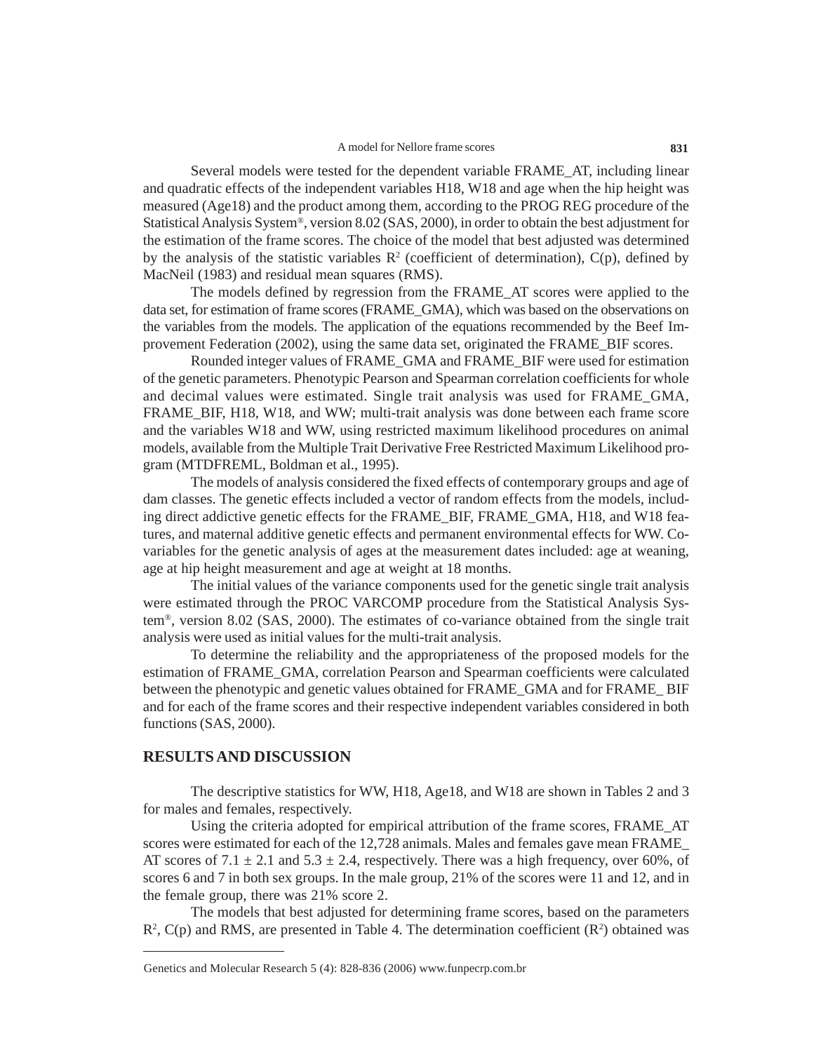Several models were tested for the dependent variable FRAME_AT, including linear and quadratic effects of the independent variables H18, W18 and age when the hip height was measured (Age18) and the product among them, according to the PROG REG procedure of the Statistical Analysis System®, version 8.02 (SAS, 2000), in order to obtain the best adjustment for the estimation of the frame scores. The choice of the model that best adjusted was determined by the analysis of the statistic variables $R^2$ (coefficient of determination), C(p), defined by MacNeil (1983) and residual mean squares (RMS).

The models defined by regression from the FRAME_AT scores were applied to the data set, for estimation of frame scores (FRAME_GMA), which was based on the observations on the variables from the models. The application of the equations recommended by the Beef Improvement Federation (2002), using the same data set, originated the FRAME_BIF scores.

Rounded integer values of FRAME_GMA and FRAME_BIF were used for estimation of the genetic parameters. Phenotypic Pearson and Spearman correlation coefficients for whole and decimal values were estimated. Single trait analysis was used for FRAME_GMA, FRAME_BIF, H18, W18, and WW; multi-trait analysis was done between each frame score and the variables W18 and WW, using restricted maximum likelihood procedures on animal models, available from the Multiple Trait Derivative Free Restricted Maximum Likelihood program (MTDFREML, Boldman et al., 1995).

The models of analysis considered the fixed effects of contemporary groups and age of dam classes. The genetic effects included a vector of random effects from the models, including direct addictive genetic effects for the FRAME_BIF, FRAME_GMA, H18, and W18 features, and maternal additive genetic effects and permanent environmental effects for WW. Covariables for the genetic analysis of ages at the measurement dates included: age at weaning, age at hip height measurement and age at weight at 18 months.

The initial values of the variance components used for the genetic single trait analysis were estimated through the PROC VARCOMP procedure from the Statistical Analysis System®, version 8.02 (SAS, 2000). The estimates of co-variance obtained from the single trait analysis were used as initial values for the multi-trait analysis.

To determine the reliability and the appropriateness of the proposed models for the estimation of FRAME_GMA, correlation Pearson and Spearman coefficients were calculated between the phenotypic and genetic values obtained for FRAME_GMA and for FRAME_ BIF and for each of the frame scores and their respective independent variables considered in both functions (SAS, 2000).

## RESULTS AND DISCUSSION

The descriptive statistics for WW, H18, Age18, and W18 are shown in Tables 2 and 3 for males and females, respectively.

Using the criteria adopted for empirical attribution of the frame scores, FRAME_AT scores were estimated for each of the 12,728 animals. Males and females gave mean FRAME_AT scores of $7.1 \pm 2.1$ and $5.3 \pm 2.4$, respectively. There was a high frequency, over 60%, of scores 6 and 7 in both sex groups. In the male group, 21% of the scores were 11 and 12, and in the female group, there was 21% score 2.

The models that best adjusted for determining frame scores, based on the parameters $R^2$, C(p) and RMS, are presented in Table 4. The determination coefficient ($R^2$) obtained was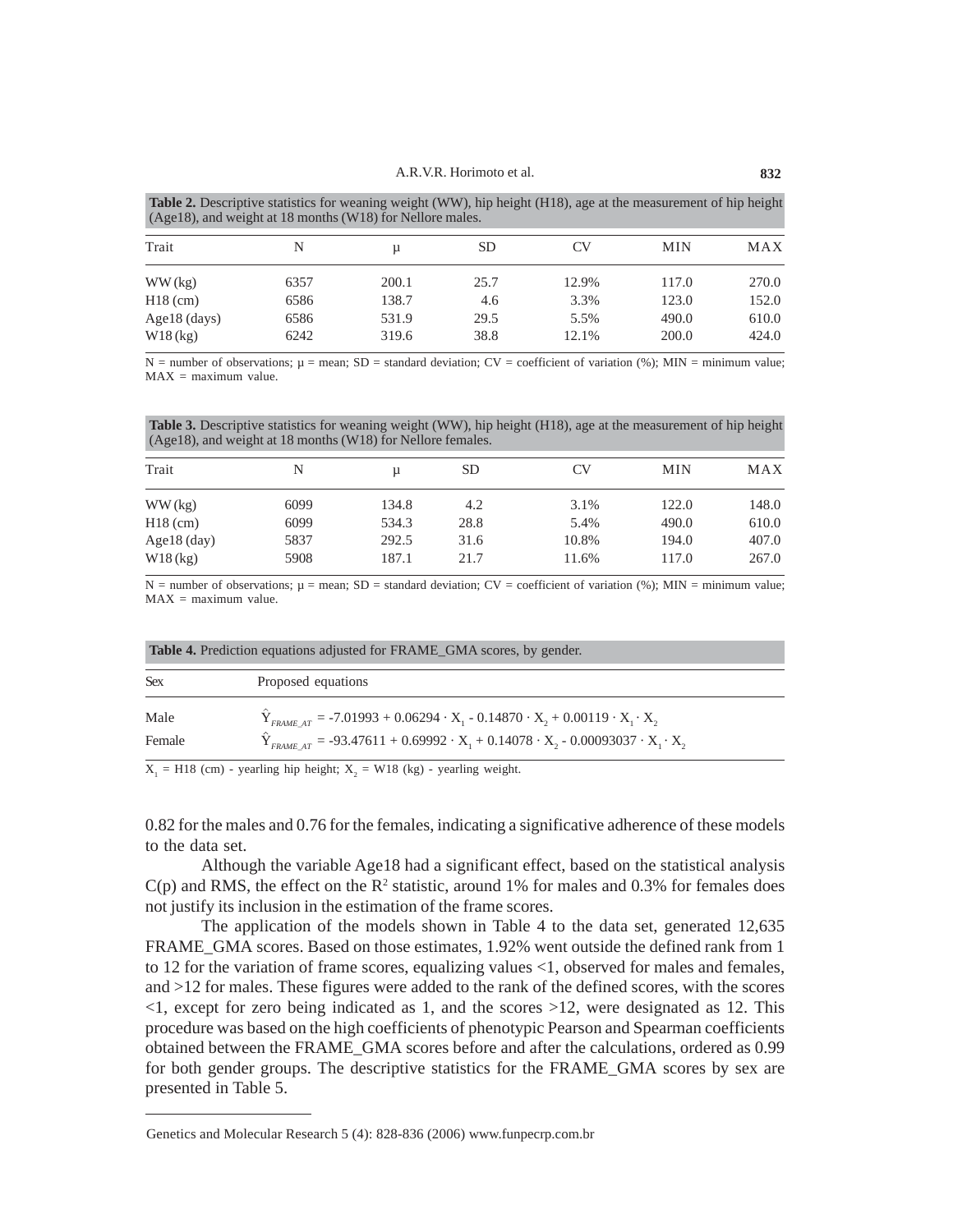**Table 2.** Descriptive statistics for weaning weight (WW), hip height (H18), age at the measurement of hip height (Age18), and weight at 18 months (W18) for Nellore males.

| Trait | N | μ | SD | CV | MIN | MAX |
|---|---|---|---|---|---|---|
| WW (kg) | 6357 | 200.1 | 25.7 | 12.9% | 117.0 | 270.0 |
| H18 (cm) | 6586 | 138.7 | 4.6 | 3.3% | 123.0 | 152.0 |
| Age18 (days) | 6586 | 531.9 | 29.5 | 5.5% | 490.0 | 610.0 |
| W18 (kg) | 6242 | 319.6 | 38.8 | 12.1% | 200.0 | 424.0 |

N = number of observations; μ = mean; SD = standard deviation; CV = coefficient of variation (%); MIN = minimum value; MAX = maximum value.

**Table 3.** Descriptive statistics for weaning weight (WW), hip height (H18), age at the measurement of hip height (Age18), and weight at 18 months (W18) for Nellore females.

| Trait | N | μ | SD | CV | MIN | MAX |
|---|---|---|---|---|---|---|
| WW (kg) | 6099 | 134.8 | 4.2 | 3.1% | 122.0 | 148.0 |
| H18 (cm) | 6099 | 534.3 | 28.8 | 5.4% | 490.0 | 610.0 |
| Age18 (day) | 5837 | 292.5 | 31.6 | 10.8% | 194.0 | 407.0 |
| W18 (kg) | 5908 | 187.1 | 21.7 | 11.6% | 117.0 | 267.0 |

N = number of observations; μ = mean; SD = standard deviation; CV = coefficient of variation (%); MIN = minimum value; MAX = maximum value.

**Table 4.** Prediction equations adjusted for FRAME_GMA scores, by gender.

| Sex | Proposed equations |
|---|---|
| Male | $\hat{Y}_{FRAME\_AT} = -7.01993 + 0.06294 \cdot X_1 - 0.14870 \cdot X_2 + 0.00119 \cdot X_1 \cdot X_2$ |
| Female | $\hat{Y}_{FRAME\_AT} = -93.47611 + 0.69992 \cdot X_1 + 0.14078 \cdot X_2 - 0.00093037 \cdot X_1 \cdot X_2$ |

$X_1$ = H18 (cm) - yearling hip height; $X_2$ = W18 (kg) - yearling weight.

0.82 for the males and 0.76 for the females, indicating a significative adherence of these models to the data set.

Although the variable Age18 had a significant effect, based on the statistical analysis C(p) and RMS, the effect on the $R^2$ statistic, around 1% for males and 0.3% for females does not justify its inclusion in the estimation of the frame scores.

The application of the models shown in Table 4 to the data set, generated 12,635 FRAME_GMA scores. Based on those estimates, 1.92% went outside the defined rank from 1 to 12 for the variation of frame scores, equalizing values <1, observed for males and females, and >12 for males. These figures were added to the rank of the defined scores, with the scores <1, except for zero being indicated as 1, and the scores >12, were designated as 12. This procedure was based on the high coefficients of phenotypic Pearson and Spearman coefficients obtained between the FRAME_GMA scores before and after the calculations, ordered as 0.99 for both gender groups. The descriptive statistics for the FRAME_GMA scores by sex are presented in Table 5.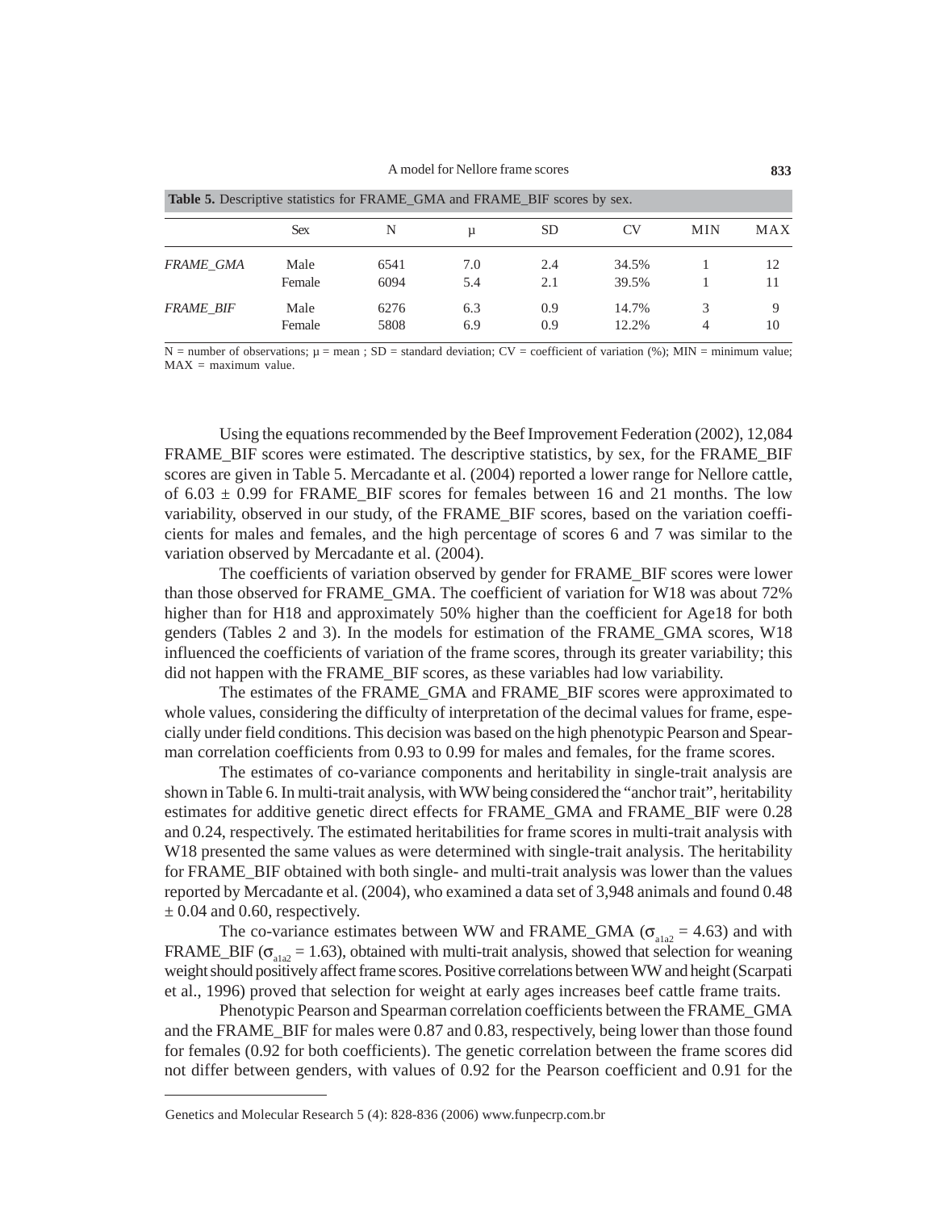**Table 5.** Descriptive statistics for FRAME_GMA and FRAME_BIF scores by sex.

| | Sex | N | μ | SD | CV | MIN | MAX |
|---|---|---|---|---|---|---|---|
| *FRAME_GMA* | Male | 6541 | 7.0 | 2.4 | 34.5% | 1 | 12 |
| | Female | 6094 | 5.4 | 2.1 | 39.5% | 1 | 11 |
| *FRAME_BIF* | Male | 6276 | 6.3 | 0.9 | 14.7% | 3 | 9 |
| | Female | 5808 | 6.9 | 0.9 | 12.2% | 4 | 10 |

N = number of observations; μ = mean ; SD = standard deviation; CV = coefficient of variation (%); MIN = minimum value; MAX = maximum value.

Using the equations recommended by the Beef Improvement Federation (2002), 12,084 FRAME_BIF scores were estimated. The descriptive statistics, by sex, for the FRAME_BIF scores are given in Table 5. Mercadante et al. (2004) reported a lower range for Nellore cattle, of 6.03 ± 0.99 for FRAME_BIF scores for females between 16 and 21 months. The low variability, observed in our study, of the FRAME_BIF scores, based on the variation coefficients for males and females, and the high percentage of scores 6 and 7 was similar to the variation observed by Mercadante et al. (2004).

The coefficients of variation observed by gender for FRAME_BIF scores were lower than those observed for FRAME_GMA. The coefficient of variation for W18 was about 72% higher than for H18 and approximately 50% higher than the coefficient for Age18 for both genders (Tables 2 and 3). In the models for estimation of the FRAME_GMA scores, W18 influenced the coefficients of variation of the frame scores, through its greater variability; this did not happen with the FRAME_BIF scores, as these variables had low variability.

The estimates of the FRAME_GMA and FRAME_BIF scores were approximated to whole values, considering the difficulty of interpretation of the decimal values for frame, especially under field conditions. This decision was based on the high phenotypic Pearson and Spearman correlation coefficients from 0.93 to 0.99 for males and females, for the frame scores.

The estimates of co-variance components and heritability in single-trait analysis are shown in Table 6. In multi-trait analysis, with WW being considered the "anchor trait", heritability estimates for additive genetic direct effects for FRAME_GMA and FRAME_BIF were 0.28 and 0.24, respectively. The estimated heritabilities for frame scores in multi-trait analysis with W18 presented the same values as were determined with single-trait analysis. The heritability for FRAME_BIF obtained with both single- and multi-trait analysis was lower than the values reported by Mercadante et al. (2004), who examined a data set of 3,948 animals and found 0.48 ± 0.04 and 0.60, respectively.

The co-variance estimates between WW and FRAME_GMA ($\sigma_{a1a2}$ = 4.63) and with FRAME_BIF ($\sigma_{a1a2}$ = 1.63), obtained with multi-trait analysis, showed that selection for weaning weight should positively affect frame scores. Positive correlations between WW and height (Scarpati et al., 1996) proved that selection for weight at early ages increases beef cattle frame traits.

Phenotypic Pearson and Spearman correlation coefficients between the FRAME_GMA and the FRAME_BIF for males were 0.87 and 0.83, respectively, being lower than those found for females (0.92 for both coefficients). The genetic correlation between the frame scores did not differ between genders, with values of 0.92 for the Pearson coefficient and 0.91 for the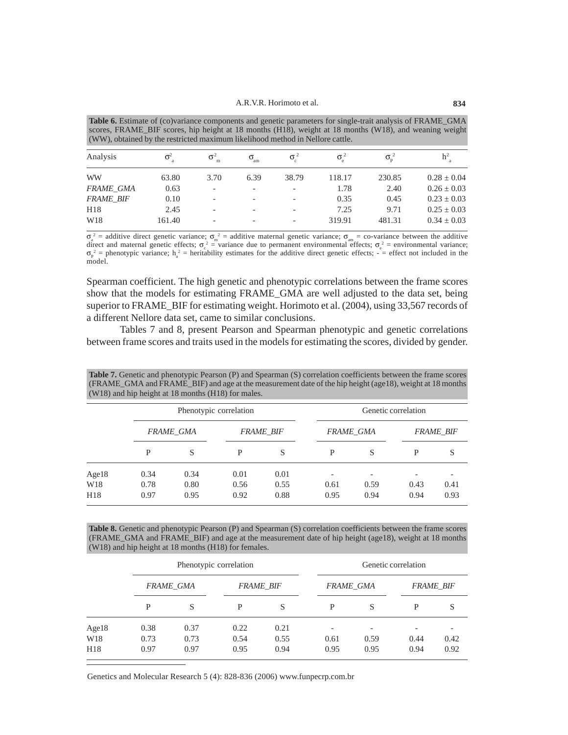**Table 6.** Estimate of (co)variance components and genetic parameters for single-trait analysis of FRAME_GMA scores, FRAME_BIF scores, hip height at 18 months (H18), weight at 18 months (W18), and weaning weight (WW), obtained by the restricted maximum likelihood method in Nellore cattle.

| Analysis | $\sigma^2_a$ | $\sigma^2_m$ | $\sigma_{am}$ | $\sigma^2_c$ | $\sigma^2_e$ | $\sigma^2_P$ | $h^2_a$ |
|---|---|---|---|---|---|---|---|
| WW | 63.80 | 3.70 | 6.39 | 38.79 | 118.17 | 230.85 | 0.28 ± 0.04 |
| *FRAME_GMA* | 0.63 | - | - | - | 1.78 | 2.40 | 0.26 ± 0.03 |
| *FRAME_BIF* | 0.10 | - | - | - | 0.35 | 0.45 | 0.23 ± 0.03 |
| H18 | 2.45 | - | - | - | 7.25 | 9.71 | 0.25 ± 0.03 |
| W18 | 161.40 | - | - | - | 319.91 | 481.31 | 0.34 ± 0.03 |

$\sigma^2_a$ = additive direct genetic variance; $\sigma^2_m$ = additive maternal genetic variance; $\sigma_{am}$ = co-variance between the additive direct and maternal genetic effects; $\sigma^2_c$ = variance due to permanent environmental effects; $\sigma^2_e$ = environmental variance; $\sigma^2_P$ = phenotypic variance; $h^2_a$ = heritability estimates for the additive direct genetic effects; - = effect not included in the model.

Spearman coefficient. The high genetic and phenotypic correlations between the frame scores show that the models for estimating FRAME_GMA are well adjusted to the data set, being superior to FRAME_BIF for estimating weight. Horimoto et al. (2004), using 33,567 records of a different Nellore data set, came to similar conclusions.

Tables 7 and 8, present Pearson and Spearman phenotypic and genetic correlations between frame scores and traits used in the models for estimating the scores, divided by gender.

**Table 7.** Genetic and phenotypic Pearson (P) and Spearman (S) correlation coefficients between the frame scores (FRAME_GMA and FRAME_BIF) and age at the measurement date of the hip height (age18), weight at 18 months (W18) and hip height at 18 months (H18) for males.

| | Phenotypic correlation | | | | Genetic correlation | | | |
|---|---|---|---|---|---|---|---|---|
| | *FRAME_GMA* | | *FRAME_BIF* | | *FRAME_GMA* | | *FRAME_BIF* | |
| | P | S | P | S | P | S | P | S |
| Age18 | 0.34 | 0.34 | 0.01 | 0.01 | - | - | - | - |
| W18 | 0.78 | 0.80 | 0.56 | 0.55 | 0.61 | 0.59 | 0.43 | 0.41 |
| H18 | 0.97 | 0.95 | 0.92 | 0.88 | 0.95 | 0.94 | 0.94 | 0.93 |

**Table 8.** Genetic and phenotypic Pearson (P) and Spearman (S) correlation coefficients between the frame scores (FRAME_GMA and FRAME_BIF) and age at the measurement date of hip height (age18), weight at 18 months (W18) and hip height at 18 months (H18) for females.

| | Phenotypic correlation | | | | Genetic correlation | | | |
|---|---|---|---|---|---|---|---|---|
| | *FRAME_GMA* | | *FRAME_BIF* | | *FRAME_GMA* | | *FRAME_BIF* | |
| | P | S | P | S | P | S | P | S |
| Age18 | 0.38 | 0.37 | 0.22 | 0.21 | - | - | - | - |
| W18 | 0.73 | 0.73 | 0.54 | 0.55 | 0.61 | 0.59 | 0.44 | 0.42 |
| H18 | 0.97 | 0.97 | 0.95 | 0.94 | 0.95 | 0.95 | 0.94 | 0.92 |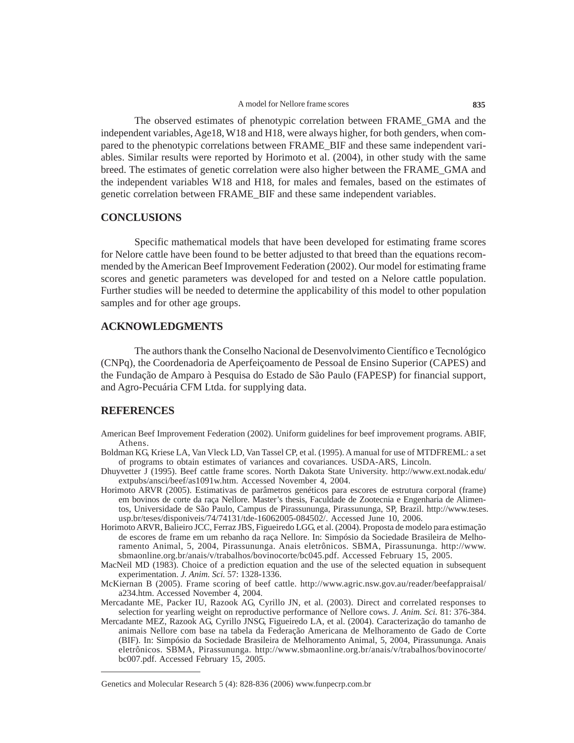The observed estimates of phenotypic correlation between FRAME_GMA and the independent variables, Age18, W18 and H18, were always higher, for both genders, when compared to the phenotypic correlations between FRAME_BIF and these same independent variables. Similar results were reported by Horimoto et al. (2004), in other study with the same breed. The estimates of genetic correlation were also higher between the FRAME_GMA and the independent variables W18 and H18, for males and females, based on the estimates of genetic correlation between FRAME_BIF and these same independent variables.

## CONCLUSIONS

Specific mathematical models that have been developed for estimating frame scores for Nelore cattle have been found to be better adjusted to that breed than the equations recommended by the American Beef Improvement Federation (2002). Our model for estimating frame scores and genetic parameters was developed for and tested on a Nelore cattle population. Further studies will be needed to determine the applicability of this model to other population samples and for other age groups.

## ACKNOWLEDGMENTS

The authors thank the Conselho Nacional de Desenvolvimento Científico e Tecnológico (CNPq), the Coordenadoria de Aperfeiçoamento de Pessoal de Ensino Superior (CAPES) and the Fundação de Amparo à Pesquisa do Estado de São Paulo (FAPESP) for financial support, and Agro-Pecuária CFM Ltda. for supplying data.

## REFERENCES

American Beef Improvement Federation (2002). Uniform guidelines for beef improvement programs. ABIF, Athens.

Boldman KG, Kriese LA, Van Vleck LD, Van Tassel CP, et al. (1995). A manual for use of MTDFREML: a set of programs to obtain estimates of variances and covariances. USDA-ARS, Lincoln.

Dhuyvetter J (1995). Beef cattle frame scores. North Dakota State University. http://www.ext.nodak.edu/extpubs/ansci/beef/as1091w.htm. Accessed November 4, 2004.

Horimoto ARVR (2005). Estimativas de parâmetros genéticos para escores de estrutura corporal (frame) em bovinos de corte da raça Nellore. Master's thesis, Faculdade de Zootecnia e Engenharia de Alimentos, Universidade de São Paulo, Campus de Pirassununga, Pirassununga, SP, Brazil. http://www.teses.usp.br/teses/disponiveis/74/74131/tde-16062005-084502/. Accessed June 10, 2006.

Horimoto ARVR, Balieiro JCC, Ferraz JBS, Figueiredo LGG, et al. (2004). Proposta de modelo para estimação de escores de frame em um rebanho da raça Nellore. In: Simpósio da Sociedade Brasileira de Melhoramento Animal, 5, 2004, Pirassununga. Anais eletrônicos. SBMA, Pirassununga. http://www.sbmaonline.org.br/anais/v/trabalhos/bovinocorte/bc045.pdf. Accessed February 15, 2005.

MacNeil MD (1983). Choice of a prediction equation and the use of the selected equation in subsequent experimentation. *J. Anim. Sci.* 57: 1328-1336.

McKiernan B (2005). Frame scoring of beef cattle. http://www.agric.nsw.gov.au/reader/beefappraisal/a234.htm. Accessed November 4, 2004.

Mercadante ME, Packer IU, Razook AG, Cyrillo JN, et al. (2003). Direct and correlated responses to selection for yearling weight on reproductive performance of Nellore cows. *J. Anim. Sci.* 81: 376-384.

Mercadante MEZ, Razook AG, Cyrillo JNSG, Figueiredo LA, et al. (2004). Caracterização do tamanho de animais Nellore com base na tabela da Federação Americana de Melhoramento de Gado de Corte (BIF). In: Simpósio da Sociedade Brasileira de Melhoramento Animal, 5, 2004, Pirassununga. Anais eletrônicos. SBMA, Pirassununga. http://www.sbmaonline.org.br/anais/v/trabalhos/bovinocorte/bc007.pdf. Accessed February 15, 2005.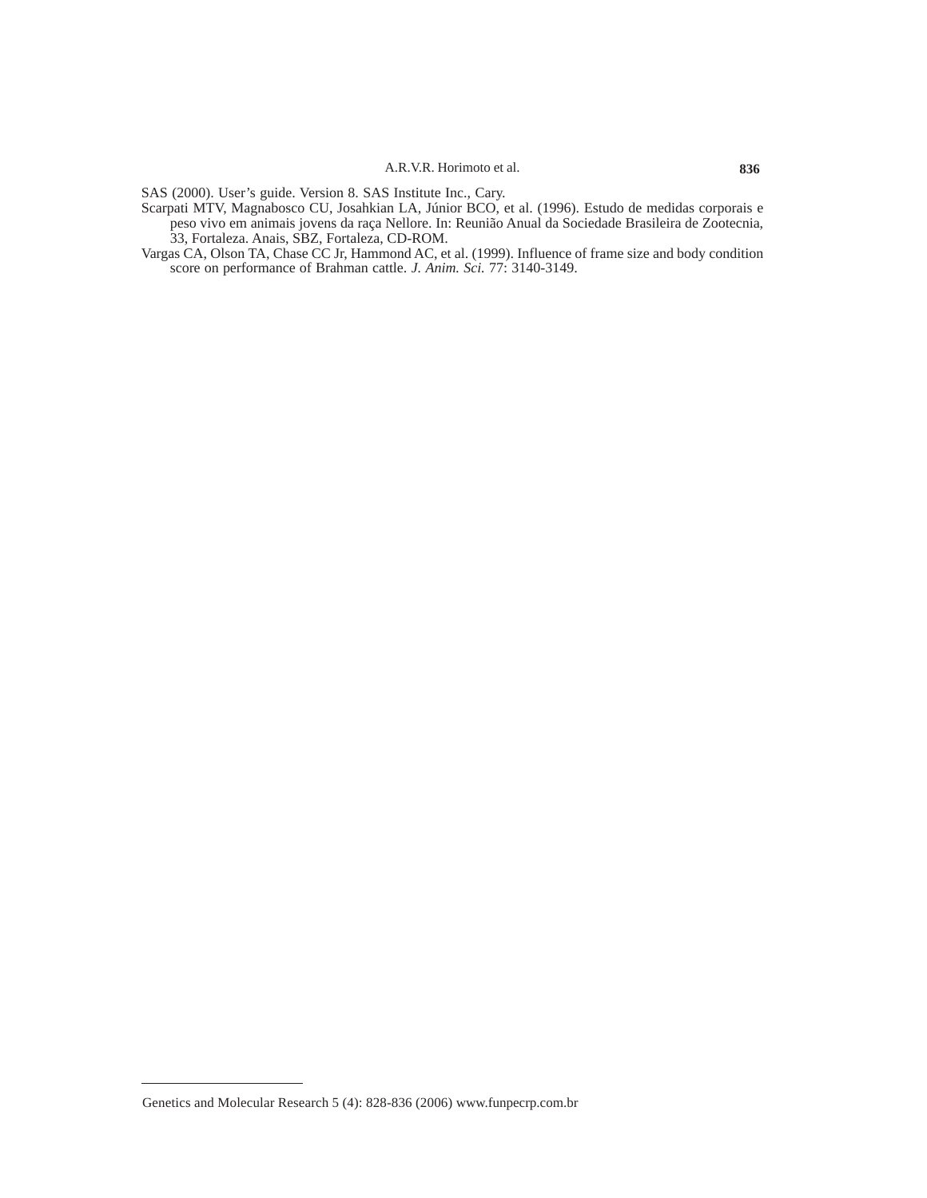SAS (2000). User’s guide. Version 8. SAS Institute Inc., Cary.

Scarpati MTV, Magnabosco CU, Josahkian LA, Júnior BCO, et al. (1996). Estudo de medidas corporais e peso vivo em animais jovens da raça Nellore. In: Reunião Anual da Sociedade Brasileira de Zootecnia, 33, Fortaleza. Anais, SBZ, Fortaleza, CD-ROM.

Vargas CA, Olson TA, Chase CC Jr, Hammond AC, et al. (1999). Influence of frame size and body condition score on performance of Brahman cattle. *J. Anim. Sci.* 77: 3140-3149.